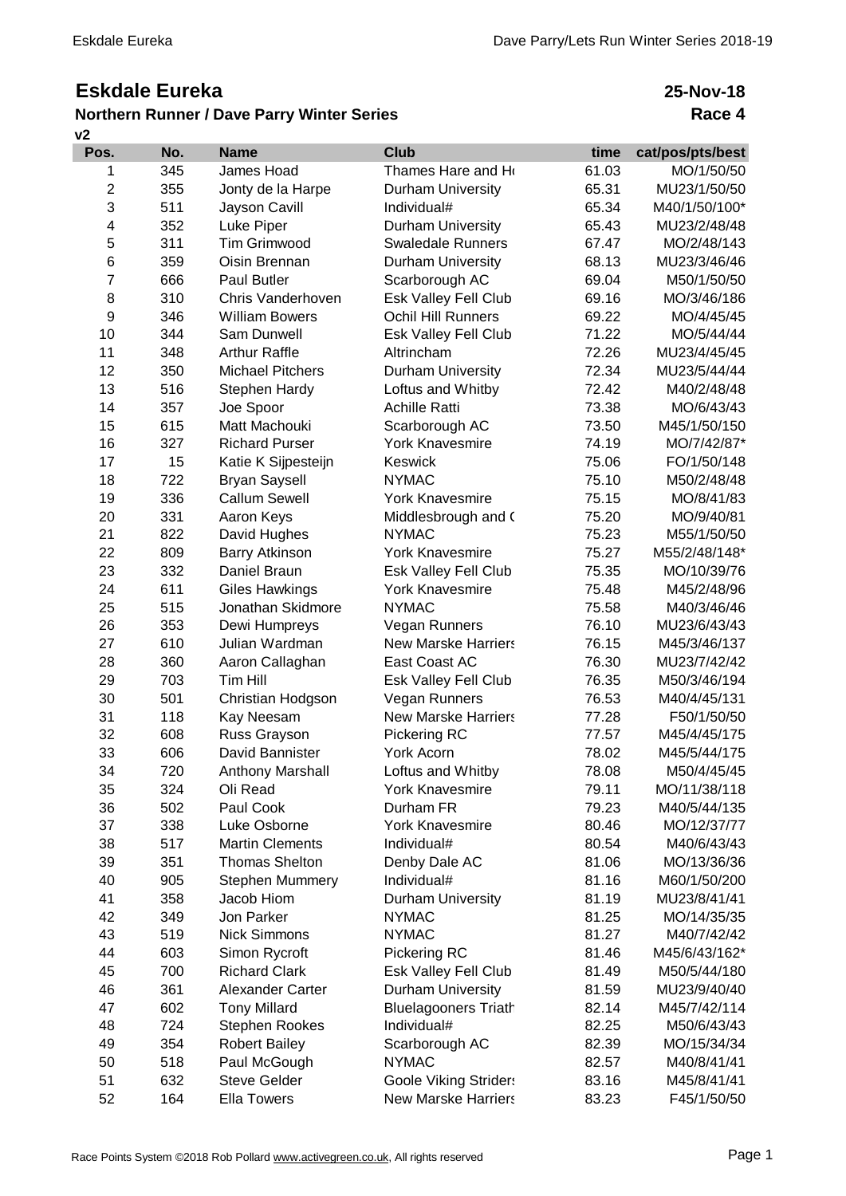# Eskdale Eureka

## Northern Runner / Dave Parry Winter Series

**25-Nov-18**

**Race 4**

**v2**

| Pos. | No. | Name | Club | time | cat/pos/pts/best |
|---|---|---|---|---|---|
| 1 | 345 | James Hoad | Thames Hare and Ho | 61.03 | MO/1/50/50 |
| 2 | 355 | Jonty de la Harpe | Durham University | 65.31 | MU23/1/50/50 |
| 3 | 511 | Jayson Cavill | Individual# | 65.34 | M40/1/50/100* |
| 4 | 352 | Luke Piper | Durham University | 65.43 | MU23/2/48/48 |
| 5 | 311 | Tim Grimwood | Swaledale Runners | 67.47 | MO/2/48/143 |
| 6 | 359 | Oisin Brennan | Durham University | 68.13 | MU23/3/46/46 |
| 7 | 666 | Paul Butler | Scarborough AC | 69.04 | M50/1/50/50 |
| 8 | 310 | Chris Vanderhoven | Esk Valley Fell Club | 69.16 | MO/3/46/186 |
| 9 | 346 | William Bowers | Ochil Hill Runners | 69.22 | MO/4/45/45 |
| 10 | 344 | Sam Dunwell | Esk Valley Fell Club | 71.22 | MO/5/44/44 |
| 11 | 348 | Arthur Raffle | Altrincham | 72.26 | MU23/4/45/45 |
| 12 | 350 | Michael Pitchers | Durham University | 72.34 | MU23/5/44/44 |
| 13 | 516 | Stephen Hardy | Loftus and Whitby | 72.42 | M40/2/48/48 |
| 14 | 357 | Joe Spoor | Achille Ratti | 73.38 | MO/6/43/43 |
| 15 | 615 | Matt Machouki | Scarborough AC | 73.50 | M45/1/50/150 |
| 16 | 327 | Richard Purser | York Knavesmire | 74.19 | MO/7/42/87* |
| 17 | 15 | Katie K Sijpesteijn | Keswick | 75.06 | FO/1/50/148 |
| 18 | 722 | Bryan Saysell | NYMAC | 75.10 | M50/2/48/48 |
| 19 | 336 | Callum Sewell | York Knavesmire | 75.15 | MO/8/41/83 |
| 20 | 331 | Aaron Keys | Middlesbrough and ( | 75.20 | MO/9/40/81 |
| 21 | 822 | David Hughes | NYMAC | 75.23 | M55/1/50/50 |
| 22 | 809 | Barry Atkinson | York Knavesmire | 75.27 | M55/2/48/148* |
| 23 | 332 | Daniel Braun | Esk Valley Fell Club | 75.35 | MO/10/39/76 |
| 24 | 611 | Giles Hawkings | York Knavesmire | 75.48 | M45/2/48/96 |
| 25 | 515 | Jonathan Skidmore | NYMAC | 75.58 | M40/3/46/46 |
| 26 | 353 | Dewi Humpreys | Vegan Runners | 76.10 | MU23/6/43/43 |
| 27 | 610 | Julian Wardman | New Marske Harriers | 76.15 | M45/3/46/137 |
| 28 | 360 | Aaron Callaghan | East Coast AC | 76.30 | MU23/7/42/42 |
| 29 | 703 | Tim Hill | Esk Valley Fell Club | 76.35 | M50/3/46/194 |
| 30 | 501 | Christian Hodgson | Vegan Runners | 76.53 | M40/4/45/131 |
| 31 | 118 | Kay Neesam | New Marske Harriers | 77.28 | F50/1/50/50 |
| 32 | 608 | Russ Grayson | Pickering RC | 77.57 | M45/4/45/175 |
| 33 | 606 | David Bannister | York Acorn | 78.02 | M45/5/44/175 |
| 34 | 720 | Anthony Marshall | Loftus and Whitby | 78.08 | M50/4/45/45 |
| 35 | 324 | Oli Read | York Knavesmire | 79.11 | MO/11/38/118 |
| 36 | 502 | Paul Cook | Durham FR | 79.23 | M40/5/44/135 |
| 37 | 338 | Luke Osborne | York Knavesmire | 80.46 | MO/12/37/77 |
| 38 | 517 | Martin Clements | Individual# | 80.54 | M40/6/43/43 |
| 39 | 351 | Thomas Shelton | Denby Dale AC | 81.06 | MO/13/36/36 |
| 40 | 905 | Stephen Mummery | Individual# | 81.16 | M60/1/50/200 |
| 41 | 358 | Jacob Hiom | Durham University | 81.19 | MU23/8/41/41 |
| 42 | 349 | Jon Parker | NYMAC | 81.25 | MO/14/35/35 |
| 43 | 519 | Nick Simmons | NYMAC | 81.27 | M40/7/42/42 |
| 44 | 603 | Simon Rycroft | Pickering RC | 81.46 | M45/6/43/162* |
| 45 | 700 | Richard Clark | Esk Valley Fell Club | 81.49 | M50/5/44/180 |
| 46 | 361 | Alexander Carter | Durham University | 81.59 | MU23/9/40/40 |
| 47 | 602 | Tony Millard | Bluelagooners Triath | 82.14 | M45/7/42/114 |
| 48 | 724 | Stephen Rookes | Individual# | 82.25 | M50/6/43/43 |
| 49 | 354 | Robert Bailey | Scarborough AC | 82.39 | MO/15/34/34 |
| 50 | 518 | Paul McGough | NYMAC | 82.57 | M40/8/41/41 |
| 51 | 632 | Steve Gelder | Goole Viking Striders | 83.16 | M45/8/41/41 |
| 52 | 164 | Ella Towers | New Marske Harriers | 83.23 | F45/1/50/50 |

Race Points System ©2018 Rob Pollard www.activegreen.co.uk, All rights reserved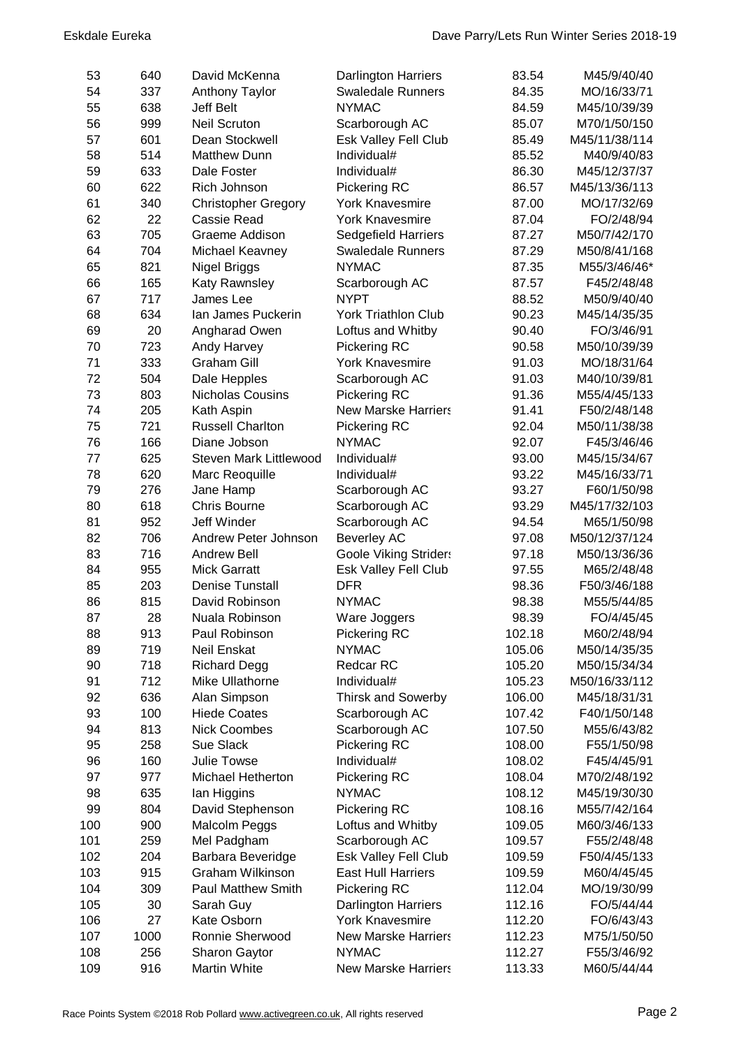| | | | | | |
|---|---|---|---|---|---|
| 53 | 640 | David McKenna | Darlington Harriers | 83.54 | M45/9/40/40 |
| 54 | 337 | Anthony Taylor | Swaledale Runners | 84.35 | MO/16/33/71 |
| 55 | 638 | Jeff Belt | NYMAC | 84.59 | M45/10/39/39 |
| 56 | 999 | Neil Scruton | Scarborough AC | 85.07 | M70/1/50/150 |
| 57 | 601 | Dean Stockwell | Esk Valley Fell Club | 85.49 | M45/11/38/114 |
| 58 | 514 | Matthew Dunn | Individual# | 85.52 | M40/9/40/83 |
| 59 | 633 | Dale Foster | Individual# | 86.30 | M45/12/37/37 |
| 60 | 622 | Rich Johnson | Pickering RC | 86.57 | M45/13/36/113 |
| 61 | 340 | Christopher Gregory | York Knavesmire | 87.00 | MO/17/32/69 |
| 62 | 22 | Cassie Read | York Knavesmire | 87.04 | FO/2/48/94 |
| 63 | 705 | Graeme Addison | Sedgefield Harriers | 87.27 | M50/7/42/170 |
| 64 | 704 | Michael Keavney | Swaledale Runners | 87.29 | M50/8/41/168 |
| 65 | 821 | Nigel Briggs | NYMAC | 87.35 | M55/3/46/46* |
| 66 | 165 | Katy Rawnsley | Scarborough AC | 87.57 | F45/2/48/48 |
| 67 | 717 | James Lee | NYPT | 88.52 | M50/9/40/40 |
| 68 | 634 | Ian James Puckerin | York Triathlon Club | 90.23 | M45/14/35/35 |
| 69 | 20 | Angharad Owen | Loftus and Whitby | 90.40 | FO/3/46/91 |
| 70 | 723 | Andy Harvey | Pickering RC | 90.58 | M50/10/39/39 |
| 71 | 333 | Graham Gill | York Knavesmire | 91.03 | MO/18/31/64 |
| 72 | 504 | Dale Hepples | Scarborough AC | 91.03 | M40/10/39/81 |
| 73 | 803 | Nicholas Cousins | Pickering RC | 91.36 | M55/4/45/133 |
| 74 | 205 | Kath Aspin | New Marske Harriers | 91.41 | F50/2/48/148 |
| 75 | 721 | Russell Charlton | Pickering RC | 92.04 | M50/11/38/38 |
| 76 | 166 | Diane Jobson | NYMAC | 92.07 | F45/3/46/46 |
| 77 | 625 | Steven Mark Littlewood | Individual# | 93.00 | M45/15/34/67 |
| 78 | 620 | Marc Reoquille | Individual# | 93.22 | M45/16/33/71 |
| 79 | 276 | Jane Hamp | Scarborough AC | 93.27 | F60/1/50/98 |
| 80 | 618 | Chris Bourne | Scarborough AC | 93.29 | M45/17/32/103 |
| 81 | 952 | Jeff Winder | Scarborough AC | 94.54 | M65/1/50/98 |
| 82 | 706 | Andrew Peter Johnson | Beverley AC | 97.08 | M50/12/37/124 |
| 83 | 716 | Andrew Bell | Goole Viking Striders | 97.18 | M50/13/36/36 |
| 84 | 955 | Mick Garratt | Esk Valley Fell Club | 97.55 | M65/2/48/48 |
| 85 | 203 | Denise Tunstall | DFR | 98.36 | F50/3/46/188 |
| 86 | 815 | David Robinson | NYMAC | 98.38 | M55/5/44/85 |
| 87 | 28 | Nuala Robinson | Ware Joggers | 98.39 | FO/4/45/45 |
| 88 | 913 | Paul Robinson | Pickering RC | 102.18 | M60/2/48/94 |
| 89 | 719 | Neil Enskat | NYMAC | 105.06 | M50/14/35/35 |
| 90 | 718 | Richard Degg | Redcar RC | 105.20 | M50/15/34/34 |
| 91 | 712 | Mike Ullathorne | Individual# | 105.23 | M50/16/33/112 |
| 92 | 636 | Alan Simpson | Thirsk and Sowerby | 106.00 | M45/18/31/31 |
| 93 | 100 | Hiede Coates | Scarborough AC | 107.42 | F40/1/50/148 |
| 94 | 813 | Nick Coombes | Scarborough AC | 107.50 | M55/6/43/82 |
| 95 | 258 | Sue Slack | Pickering RC | 108.00 | F55/1/50/98 |
| 96 | 160 | Julie Towse | Individual# | 108.02 | F45/4/45/91 |
| 97 | 977 | Michael Hetherton | Pickering RC | 108.04 | M70/2/48/192 |
| 98 | 635 | Ian Higgins | NYMAC | 108.12 | M45/19/30/30 |
| 99 | 804 | David Stephenson | Pickering RC | 108.16 | M55/7/42/164 |
| 100 | 900 | Malcolm Peggs | Loftus and Whitby | 109.05 | M60/3/46/133 |
| 101 | 259 | Mel Padgham | Scarborough AC | 109.57 | F55/2/48/48 |
| 102 | 204 | Barbara Beveridge | Esk Valley Fell Club | 109.59 | F50/4/45/133 |
| 103 | 915 | Graham Wilkinson | East Hull Harriers | 109.59 | M60/4/45/45 |
| 104 | 309 | Paul Matthew Smith | Pickering RC | 112.04 | MO/19/30/99 |
| 105 | 30 | Sarah Guy | Darlington Harriers | 112.16 | FO/5/44/44 |
| 106 | 27 | Kate Osborn | York Knavesmire | 112.20 | FO/6/43/43 |
| 107 | 1000 | Ronnie Sherwood | New Marske Harriers | 112.23 | M75/1/50/50 |
| 108 | 256 | Sharon Gaytor | NYMAC | 112.27 | F55/3/46/92 |
| 109 | 916 | Martin White | New Marske Harriers | 113.33 | M60/5/44/44 |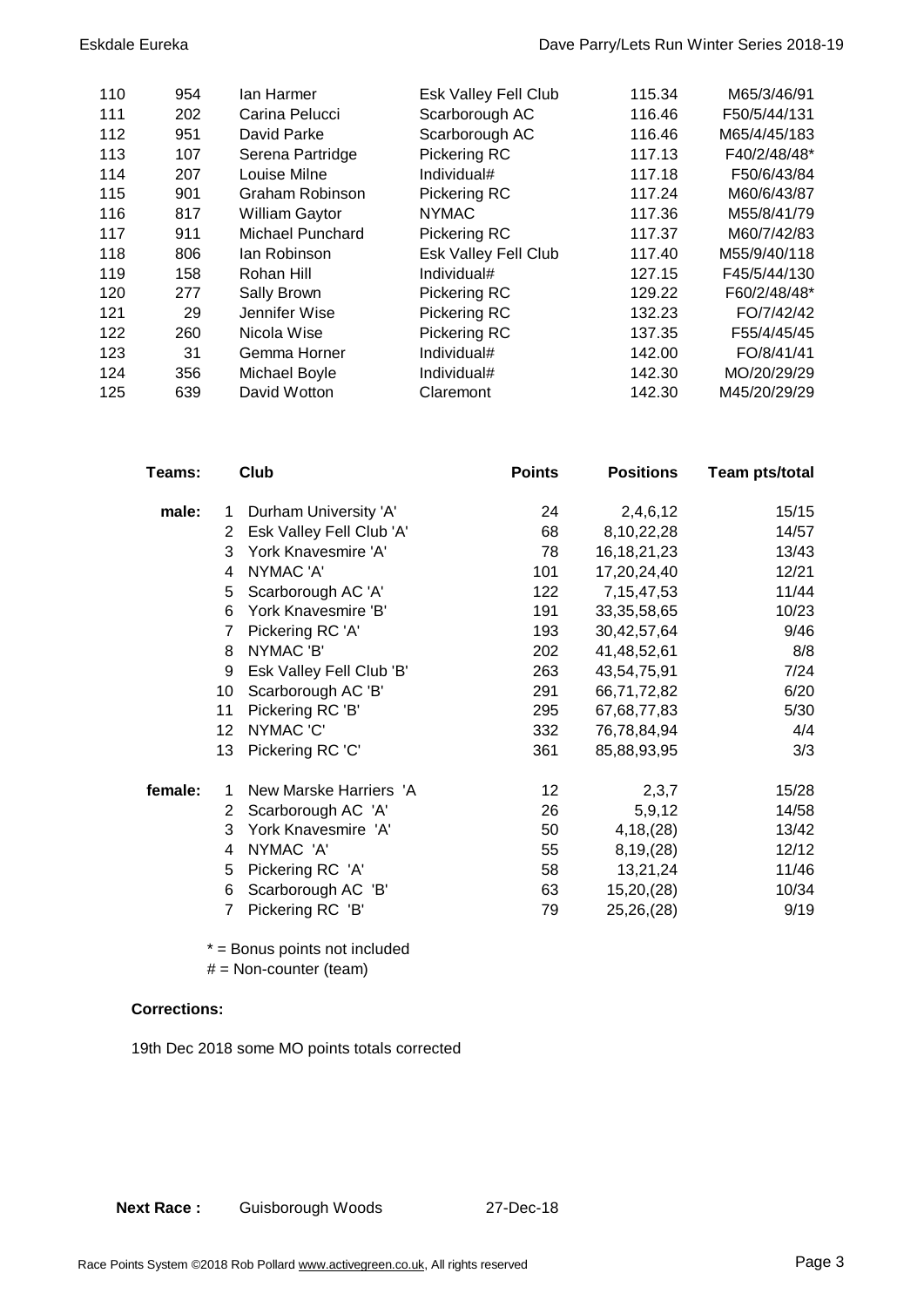| | | | | | |
|---|---|---|---|---|---|
| 110 | 954 | Ian Harmer | Esk Valley Fell Club | 115.34 | M65/3/46/91 |
| 111 | 202 | Carina Pelucci | Scarborough AC | 116.46 | F50/5/44/131 |
| 112 | 951 | David Parke | Scarborough AC | 116.46 | M65/4/45/183 |
| 113 | 107 | Serena Partridge | Pickering RC | 117.13 | F40/2/48/48* |
| 114 | 207 | Louise Milne | Individual# | 117.18 | F50/6/43/84 |
| 115 | 901 | Graham Robinson | Pickering RC | 117.24 | M60/6/43/87 |
| 116 | 817 | William Gaytor | NYMAC | 117.36 | M55/8/41/79 |
| 117 | 911 | Michael Punchard | Pickering RC | 117.37 | M60/7/42/83 |
| 118 | 806 | Ian Robinson | Esk Valley Fell Club | 117.40 | M55/9/40/118 |
| 119 | 158 | Rohan Hill | Individual# | 127.15 | F45/5/44/130 |
| 120 | 277 | Sally Brown | Pickering RC | 129.22 | F60/2/48/48* |
| 121 | 29 | Jennifer Wise | Pickering RC | 132.23 | FO/7/42/42 |
| 122 | 260 | Nicola Wise | Pickering RC | 137.35 | F55/4/45/45 |
| 123 | 31 | Gemma Horner | Individual# | 142.00 | FO/8/41/41 |
| 124 | 356 | Michael Boyle | Individual# | 142.30 | MO/20/29/29 |
| 125 | 639 | David Wotton | Claremont | 142.30 | M45/20/29/29 |

| Teams: | | Club | Points | Positions | Team pts/total |
|---|---|---|---|---|---|
| **male:** | 1 | Durham University 'A' | 24 | 2,4,6,12 | 15/15 |
| | 2 | Esk Valley Fell Club 'A' | 68 | 8,10,22,28 | 14/57 |
| | 3 | York Knavesmire 'A' | 78 | 16,18,21,23 | 13/43 |
| | 4 | NYMAC 'A' | 101 | 17,20,24,40 | 12/21 |
| | 5 | Scarborough AC 'A' | 122 | 7,15,47,53 | 11/44 |
| | 6 | York Knavesmire 'B' | 191 | 33,35,58,65 | 10/23 |
| | 7 | Pickering RC 'A' | 193 | 30,42,57,64 | 9/46 |
| | 8 | NYMAC 'B' | 202 | 41,48,52,61 | 8/8 |
| | 9 | Esk Valley Fell Club 'B' | 263 | 43,54,75,91 | 7/24 |
| | 10 | Scarborough AC 'B' | 291 | 66,71,72,82 | 6/20 |
| | 11 | Pickering RC 'B' | 295 | 67,68,77,83 | 5/30 |
| | 12 | NYMAC 'C' | 332 | 76,78,84,94 | 4/4 |
| | 13 | Pickering RC 'C' | 361 | 85,88,93,95 | 3/3 |
| **female:** | 1 | New Marske Harriers 'A | 12 | 2,3,7 | 15/28 |
| | 2 | Scarborough AC 'A' | 26 | 5,9,12 | 14/58 |
| | 3 | York Knavesmire 'A' | 50 | 4,18,(28) | 13/42 |
| | 4 | NYMAC 'A' | 55 | 8,19,(28) | 12/12 |
| | 5 | Pickering RC 'A' | 58 | 13,21,24 | 11/46 |
| | 6 | Scarborough AC 'B' | 63 | 15,20,(28) | 10/34 |
| | 7 | Pickering RC 'B' | 79 | 25,26,(28) | 9/19 |

* = Bonus points not included
# = Non-counter (team)

**Corrections:**

19th Dec 2018 some MO points totals corrected

**Next Race :** Guisborough Woods 27-Dec-18

Race Points System ©2018 Rob Pollard www.activegreen.co.uk, All rights reserved